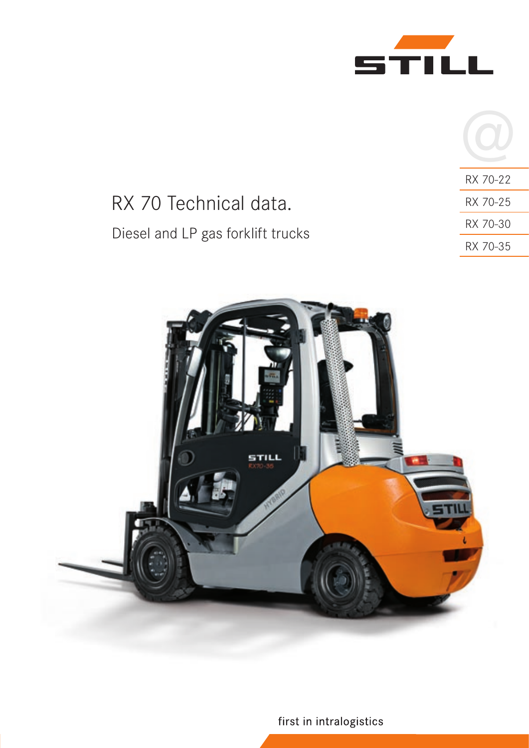STILL

# RX 70 Technical data.

## Diesel and LP gas forklift trucks

- RX 70-22
- RX 70-25
- RX 70-30
- RX 70-35

first in intralogistics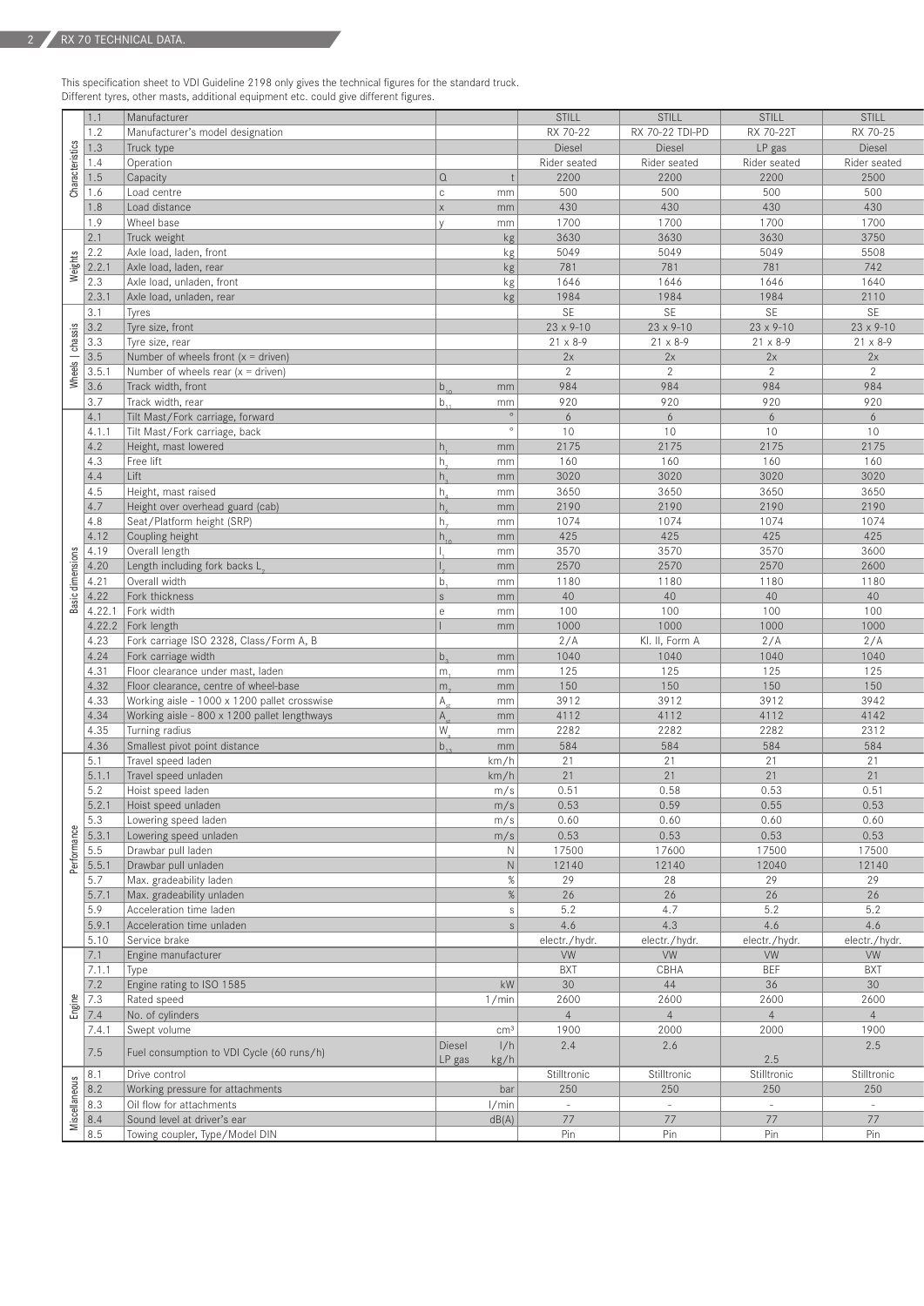## RX 70 TECHNICAL DATA.

This specification sheet to VDI Guideline 2198 only gives the technical figures for the standard truck.
Different tyres, other masts, additional equipment etc. could give different figures.

| | | | | | STILL | STILL | STILL | STILL |
|---|---|---|---|---|---|---|---|---|
| Characteristics | 1.1 | Manufacturer | | | STILL | STILL | STILL | STILL |
| | 1.2 | Manufacturer's model designation | | | RX 70-22 | RX 70-22 TDI-PD | RX 70-22T | RX 70-25 |
| | 1.3 | Truck type | | | Diesel | Diesel | LP gas | Diesel |
| | 1.4 | Operation | | | Rider seated | Rider seated | Rider seated | Rider seated |
| | 1.5 | Capacity | Q | t | 2200 | 2200 | 2200 | 2500 |
| | 1.6 | Load centre | c | mm | 500 | 500 | 500 | 500 |
| | 1.8 | Load distance | x | mm | 430 | 430 | 430 | 430 |
| | 1.9 | Wheel base | y | mm | 1700 | 1700 | 1700 | 1700 |
| Weights | 2.1 | Truck weight | | kg | 3630 | 3630 | 3630 | 3750 |
| | 2.2 | Axle load, laden, front | | kg | 5049 | 5049 | 5049 | 5508 |
| | 2.2.1 | Axle load, laden, rear | | kg | 781 | 781 | 781 | 742 |
| | 2.3 | Axle load, unladen, front | | kg | 1646 | 1646 | 1646 | 1640 |
| | 2.3.1 | Axle load, unladen, rear | | kg | 1984 | 1984 | 1984 | 2110 |
| Wheels \| chassis | 3.1 | Tyres | | | SE | SE | SE | SE |
| | 3.2 | Tyre size, front | | | 23 x 9-10 | 23 x 9-10 | 23 x 9-10 | 23 x 9-10 |
| | 3.3 | Tyre size, rear | | | 21 x 8-9 | 21 x 8-9 | 21 x 8-9 | 21 x 8-9 |
| | 3.5 | Number of wheels front (x = driven) | | | 2x | 2x | 2x | 2x |
| | 3.5.1 | Number of wheels rear (x = driven) | | | 2 | 2 | 2 | 2 |
| | 3.6 | Track width, front | $b_{10}$ | mm | 984 | 984 | 984 | 984 |
| | 3.7 | Track width, rear | $b_{11}$ | mm | 920 | 920 | 920 | 920 |
| Basic dimensions | 4.1 | Tilt Mast/Fork carriage, forward | | ° | 6 | 6 | 6 | 6 |
| | 4.1.1 | Tilt Mast/Fork carriage, back | | ° | 10 | 10 | 10 | 10 |
| | 4.2 | Height, mast lowered | $h_1$ | mm | 2175 | 2175 | 2175 | 2175 |
| | 4.3 | Free lift | $h_2$ | mm | 160 | 160 | 160 | 160 |
| | 4.4 | Lift | $h_3$ | mm | 3020 | 3020 | 3020 | 3020 |
| | 4.5 | Height, mast raised | $h_4$ | mm | 3650 | 3650 | 3650 | 3650 |
| | 4.7 | Height over overhead guard (cab) | $h_6$ | mm | 2190 | 2190 | 2190 | 2190 |
| | 4.8 | Seat/Platform height (SRP) | $h_7$ | mm | 1074 | 1074 | 1074 | 1074 |
| | 4.12 | Coupling height | $h_{10}$ | mm | 425 | 425 | 425 | 425 |
| | 4.19 | Overall length | $l_1$ | mm | 3570 | 3570 | 3570 | 3600 |
| | 4.20 | Length including fork backs $L_2$ | $l_2$ | mm | 2570 | 2570 | 2570 | 2600 |
| | 4.21 | Overall width | $b_1$ | mm | 1180 | 1180 | 1180 | 1180 |
| | 4.22 | Fork thickness | s | mm | 40 | 40 | 40 | 40 |
| | 4.22.1 | Fork width | e | mm | 100 | 100 | 100 | 100 |
| | 4.22.2 | Fork length | l | mm | 1000 | 1000 | 1000 | 1000 |
| | 4.23 | Fork carriage ISO 2328, Class/Form A, B | | | 2/A | Kl. II, Form A | 2/A | 2/A |
| | 4.24 | Fork carriage width | $b_3$ | mm | 1040 | 1040 | 1040 | 1040 |
| | 4.31 | Floor clearance under mast, laden | $m_1$ | mm | 125 | 125 | 125 | 125 |
| | 4.32 | Floor clearance, centre of wheel-base | $m_2$ | mm | 150 | 150 | 150 | 150 |
| | 4.33 | Working aisle - 1000 x 1200 pallet crosswise | $A_{st}$ | mm | 3912 | 3912 | 3912 | 3942 |
| | 4.34 | Working aisle - 800 x 1200 pallet lengthways | $A_{st}$ | mm | 4112 | 4112 | 4112 | 4142 |
| | 4.35 | Turning radius | $W_a$ | mm | 2282 | 2282 | 2282 | 2312 |
| | 4.36 | Smallest pivot point distance | $b_{13}$ | mm | 584 | 584 | 584 | 584 |
| Performance | 5.1 | Travel speed laden | | km/h | 21 | 21 | 21 | 21 |
| | 5.1.1 | Travel speed unladen | | km/h | 21 | 21 | 21 | 21 |
| | 5.2 | Hoist speed laden | | m/s | 0.51 | 0.58 | 0.53 | 0.51 |
| | 5.2.1 | Hoist speed unladen | | m/s | 0.53 | 0.59 | 0.55 | 0.53 |
| | 5.3 | Lowering speed laden | | m/s | 0.60 | 0.60 | 0.60 | 0.60 |
| | 5.3.1 | Lowering speed unladen | | m/s | 0.53 | 0.53 | 0.53 | 0.53 |
| | 5.5 | Drawbar pull laden | | N | 17500 | 17600 | 17500 | 17500 |
| | 5.5.1 | Drawbar pull unladen | | N | 12140 | 12140 | 12040 | 12140 |
| | 5.7 | Max. gradeability laden | | % | 29 | 28 | 29 | 29 |
| | 5.7.1 | Max. gradeability unladen | | % | 26 | 26 | 26 | 26 |
| | 5.9 | Acceleration time laden | | s | 5.2 | 4.7 | 5.2 | 5.2 |
| | 5.9.1 | Acceleration time unladen | | s | 4.6 | 4.3 | 4.6 | 4.6 |
| | 5.10 | Service brake | | | electr./hydr. | electr./hydr. | electr./hydr. | electr./hydr. |
| Engine | 7.1 | Engine manufacturer | | | VW | VW | VW | VW |
| | 7.1.1 | Type | | | BXT | CBHA | BEF | BXT |
| | 7.2 | Engine rating to ISO 1585 | | kW | 30 | 44 | 36 | 30 |
| | 7.3 | Rated speed | | 1/min | 2600 | 2600 | 2600 | 2600 |
| | 7.4 | No. of cylinders | | | 4 | 4 | 4 | 4 |
| | 7.4.1 | Swept volume | | cm³ | 1900 | 2000 | 2000 | 1900 |
| | 7.5 | Fuel consumption to VDI Cycle (60 runs/h) | Diesel / LP gas | l/h / kg/h | 2.4 | 2.6 | 2.5 | 2.5 |
| Miscellaneous | 8.1 | Drive control | | | Stilltronic | Stilltronic | Stilltronic | Stilltronic |
| | 8.2 | Working pressure for attachments | | bar | 250 | 250 | 250 | 250 |
| | 8.3 | Oil flow for attachments | | l/min | - | - | - | - |
| | 8.4 | Sound level at driver's ear | | dB(A) | 77 | 77 | 77 | 77 |
| | 8.5 | Towing coupler, Type/Model DIN | | | Pin | Pin | Pin | Pin |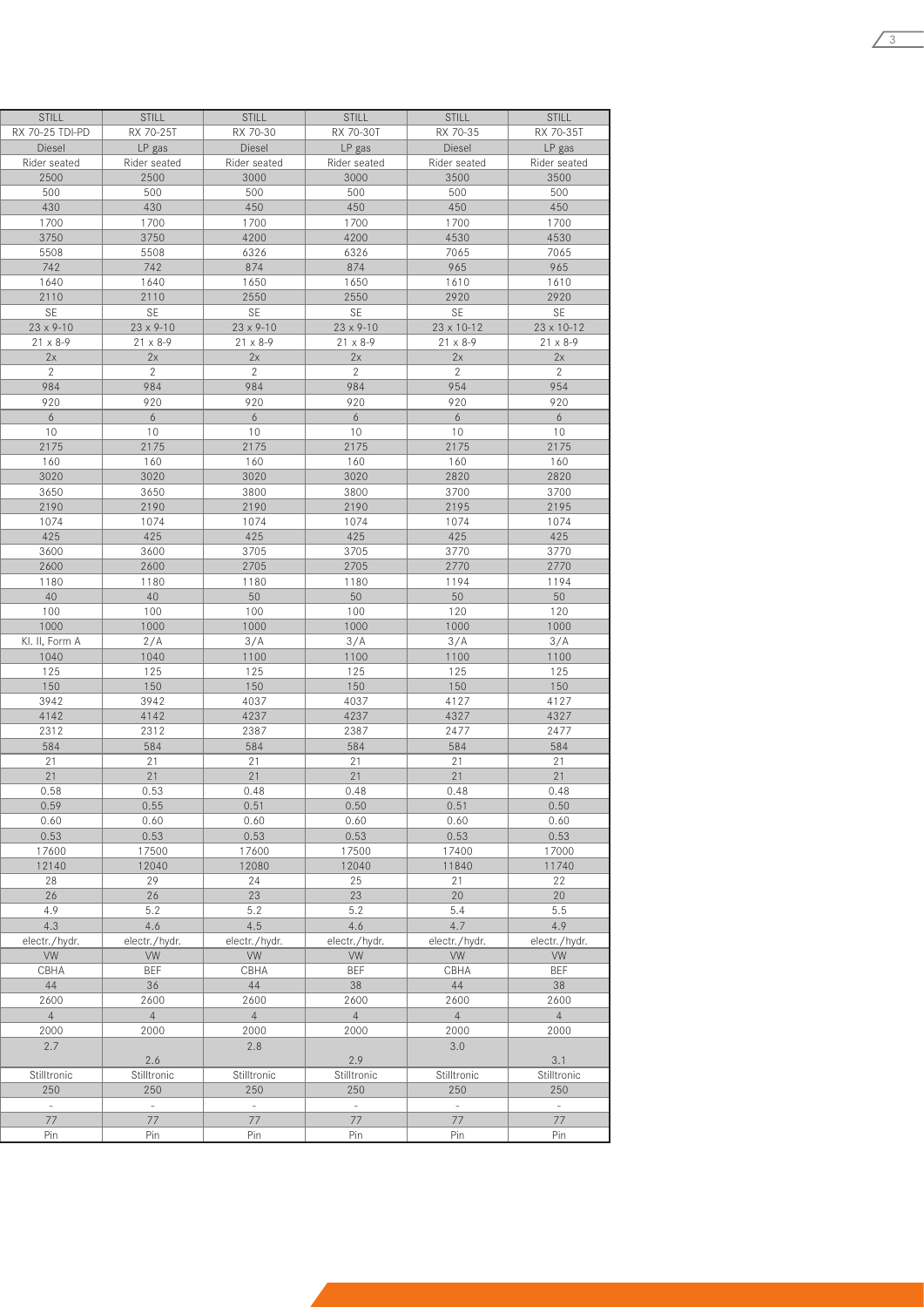| STILL | STILL | STILL | STILL | STILL | STILL |
|---|---|---|---|---|---|
| RX 70-25 TDI-PD | RX 70-25T | RX 70-30 | RX 70-30T | RX 70-35 | RX 70-35T |
| Diesel | LP gas | Diesel | LP gas | Diesel | LP gas |
| Rider seated | Rider seated | Rider seated | Rider seated | Rider seated | Rider seated |
| 2500 | 2500 | 3000 | 3000 | 3500 | 3500 |
| 500 | 500 | 500 | 500 | 500 | 500 |
| 430 | 430 | 450 | 450 | 450 | 450 |
| 1700 | 1700 | 1700 | 1700 | 1700 | 1700 |
| 3750 | 3750 | 4200 | 4200 | 4530 | 4530 |
| 5508 | 5508 | 6326 | 6326 | 7065 | 7065 |
| 742 | 742 | 874 | 874 | 965 | 965 |
| 1640 | 1640 | 1650 | 1650 | 1610 | 1610 |
| 2110 | 2110 | 2550 | 2550 | 2920 | 2920 |
| SE | SE | SE | SE | SE | SE |
| 23 x 9-10 | 23 x 9-10 | 23 x 9-10 | 23 x 9-10 | 23 x 10-12 | 23 x 10-12 |
| 21 x 8-9 | 21 x 8-9 | 21 x 8-9 | 21 x 8-9 | 21 x 8-9 | 21 x 8-9 |
| 2x | 2x | 2x | 2x | 2x | 2x |
| 2 | 2 | 2 | 2 | 2 | 2 |
| 984 | 984 | 984 | 984 | 954 | 954 |
| 920 | 920 | 920 | 920 | 920 | 920 |
| 6 | 6 | 6 | 6 | 6 | 6 |
| 10 | 10 | 10 | 10 | 10 | 10 |
| 2175 | 2175 | 2175 | 2175 | 2175 | 2175 |
| 160 | 160 | 160 | 160 | 160 | 160 |
| 3020 | 3020 | 3020 | 3020 | 2820 | 2820 |
| 3650 | 3650 | 3800 | 3800 | 3700 | 3700 |
| 2190 | 2190 | 2190 | 2190 | 2195 | 2195 |
| 1074 | 1074 | 1074 | 1074 | 1074 | 1074 |
| 425 | 425 | 425 | 425 | 425 | 425 |
| 3600 | 3600 | 3705 | 3705 | 3770 | 3770 |
| 2600 | 2600 | 2705 | 2705 | 2770 | 2770 |
| 1180 | 1180 | 1180 | 1180 | 1194 | 1194 |
| 40 | 40 | 50 | 50 | 50 | 50 |
| 100 | 100 | 100 | 100 | 120 | 120 |
| 1000 | 1000 | 1000 | 1000 | 1000 | 1000 |
| Kl. II, Form A | 2/A | 3/A | 3/A | 3/A | 3/A |
| 1040 | 1040 | 1100 | 1100 | 1100 | 1100 |
| 125 | 125 | 125 | 125 | 125 | 125 |
| 150 | 150 | 150 | 150 | 150 | 150 |
| 3942 | 3942 | 4037 | 4037 | 4127 | 4127 |
| 4142 | 4142 | 4237 | 4237 | 4327 | 4327 |
| 2312 | 2312 | 2387 | 2387 | 2477 | 2477 |
| 584 | 584 | 584 | 584 | 584 | 584 |
| 21 | 21 | 21 | 21 | 21 | 21 |
| 21 | 21 | 21 | 21 | 21 | 21 |
| 0.58 | 0.53 | 0.48 | 0.48 | 0.48 | 0.48 |
| 0.59 | 0.55 | 0.51 | 0.50 | 0.51 | 0.50 |
| 0.60 | 0.60 | 0.60 | 0.60 | 0.60 | 0.60 |
| 0.53 | 0.53 | 0.53 | 0.53 | 0.53 | 0.53 |
| 17600 | 17500 | 17600 | 17500 | 17400 | 17000 |
| 12140 | 12040 | 12080 | 12040 | 11840 | 11740 |
| 28 | 29 | 24 | 25 | 21 | 22 |
| 26 | 26 | 23 | 23 | 20 | 20 |
| 4.9 | 5.2 | 5.2 | 5.2 | 5.4 | 5.5 |
| 4.3 | 4.6 | 4.5 | 4.6 | 4.7 | 4.9 |
| electr./hydr. | electr./hydr. | electr./hydr. | electr./hydr. | electr./hydr. | electr./hydr. |
| VW | VW | VW | VW | VW | VW |
| CBHA | BEF | CBHA | BEF | CBHA | BEF |
| 44 | 36 | 44 | 38 | 44 | 38 |
| 2600 | 2600 | 2600 | 2600 | 2600 | 2600 |
| 4 | 4 | 4 | 4 | 4 | 4 |
| 2000 | 2000 | 2000 | 2000 | 2000 | 2000 |
| 2.7 | 2.6 | 2.8 | 2.9 | 3.0 | 3.1 |
| Stilltronic | Stilltronic | Stilltronic | Stilltronic | Stilltronic | Stilltronic |
| 250 | 250 | 250 | 250 | 250 | 250 |
| - | - | - | - | - | - |
| 77 | 77 | 77 | 77 | 77 | 77 |
| Pin | Pin | Pin | Pin | Pin | Pin |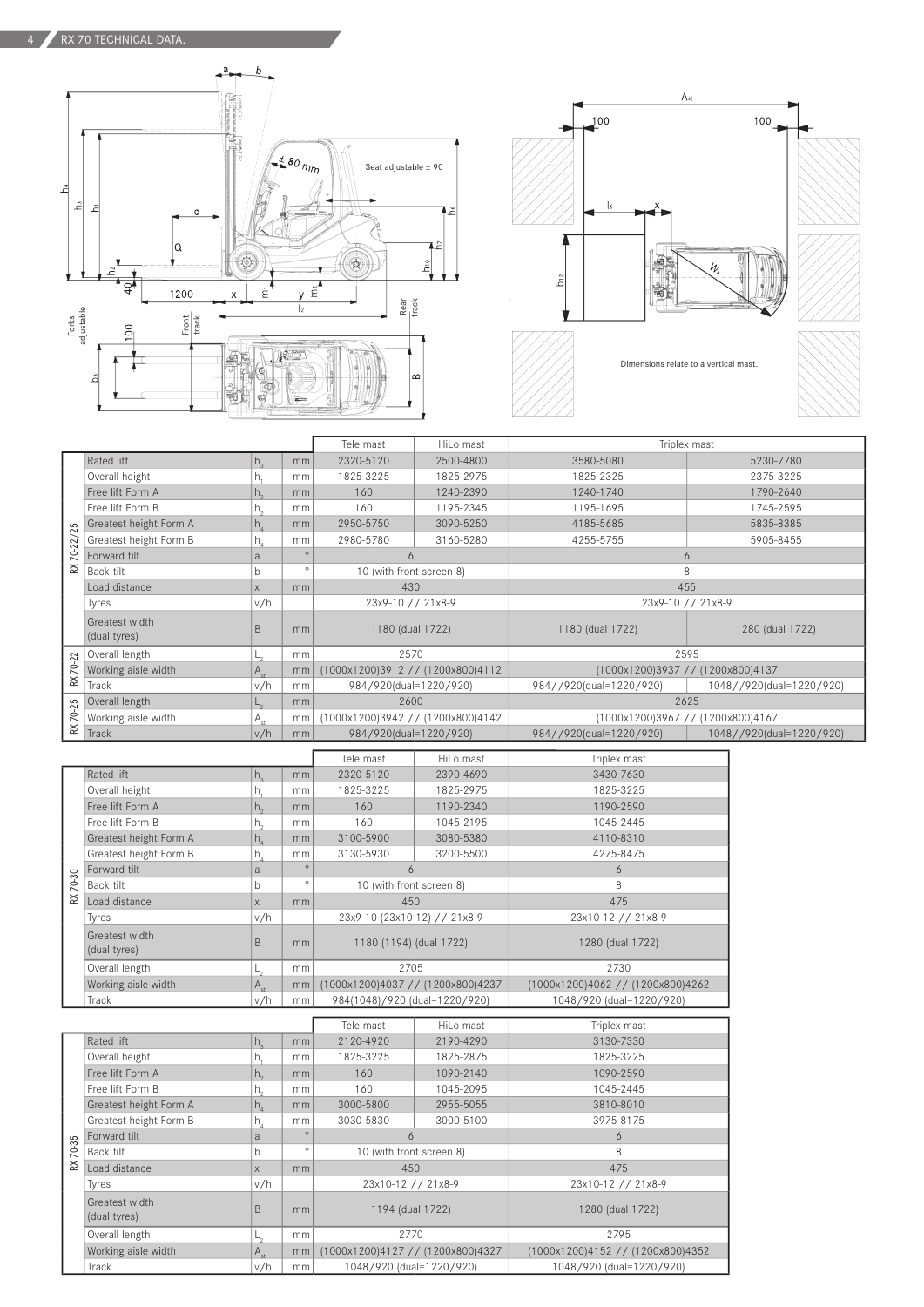## RX 70 TECHNICAL DATA.

Seat adjustable ± 90

± 80 mm

Forks adjustable

Dimensions relate to a vertical mast.

| | | | | Tele mast | HiLo mast | Triplex mast | |
|---|---|---|---|---|---|---|---|
| RX 70-22/25 | Rated lift | $h_3$ | mm | 2320-5120 | 2500-4800 | 3580-5080 | 5230-7780 |
| | Overall height | $h_1$ | mm | 1825-3225 | 1825-2975 | 1825-2325 | 2375-3225 |
| | Free lift Form A | $h_2$ | mm | 160 | 1240-2390 | 1240-1740 | 1790-2640 |
| | Free lift Form B | $h_2$ | mm | 160 | 1195-2345 | 1195-1695 | 1745-2595 |
| | Greatest height Form A | $h_4$ | mm | 2950-5750 | 3090-5250 | 4185-5685 | 5835-8385 |
| | Greatest height Form B | $h_4$ | mm | 2980-5780 | 3160-5280 | 4255-5755 | 5905-8455 |
| | Forward tilt | a | ° | 6 | | 6 | |
| | Back tilt | b | ° | 10 (with front screen 8) | | 8 | |
| | Load distance | x | mm | 430 | | 455 | |
| | Tyres | v/h | | 23x9-10 // 21x8-9 | | 23x9-10 // 21x8-9 | |
| | Greatest width (dual tyres) | B | mm | 1180 (dual 1722) | | 1180 (dual 1722) | 1280 (dual 1722) |
| RX 70-22 | Overall length | $L_2$ | mm | 2570 | | 2595 | |
| | Working aisle width | $A_{st}$ | mm | (1000x1200)3912 // (1200x800)4112 | | (1000x1200)3937 // (1200x800)4137 | |
| | Track | v/h | mm | 984/920(dual=1220/920) | | 984//920(dual=1220/920) | 1048//920(dual=1220/920) |
| RX 70-25 | Overall length | $L_2$ | mm | 2600 | | 2625 | |
| | Working aisle width | $A_{st}$ | mm | (1000x1200)3942 // (1200x800)4142 | | (1000x1200)3967 // (1200x800)4167 | |
| | Track | v/h | mm | 984/920(dual=1220/920) | | 984//920(dual=1220/920) | 1048//920(dual=1220/920) |

| | | | | Tele mast | HiLo mast | Triplex mast |
|---|---|---|---|---|---|---|
| RX 70-30 | Rated lift | $h_3$ | mm | 2320-5120 | 2390-4690 | 3430-7630 |
| | Overall height | $h_1$ | mm | 1825-3225 | 1825-2975 | 1825-3225 |
| | Free lift Form A | $h_2$ | mm | 160 | 1190-2340 | 1190-2590 |
| | Free lift Form B | $h_2$ | mm | 160 | 1045-2195 | 1045-2445 |
| | Greatest height Form A | $h_4$ | mm | 3100-5900 | 3080-5380 | 4110-8310 |
| | Greatest height Form B | $h_4$ | mm | 3130-5930 | 3200-5500 | 4275-8475 |
| | Forward tilt | a | ° | 6 | | 6 |
| | Back tilt | b | ° | 10 (with front screen 8) | | 8 |
| | Load distance | x | mm | 450 | | 475 |
| | Tyres | v/h | | 23x9-10 (23x10-12) // 21x8-9 | | 23x10-12 // 21x8-9 |
| | Greatest width (dual tyres) | B | mm | 1180 (1194) (dual 1722) | | 1280 (dual 1722) |
| | Overall length | $L_2$ | mm | 2705 | | 2730 |
| | Working aisle width | $A_{st}$ | mm | (1000x1200)4037 // (1200x800)4237 | | (1000x1200)4062 // (1200x800)4262 |
| | Track | v/h | mm | 984(1048)/920 (dual=1220/920) | | 1048/920 (dual=1220/920) |

| | | | | Tele mast | HiLo mast | Triplex mast |
|---|---|---|---|---|---|---|
| RX 70-35 | Rated lift | $h_3$ | mm | 2120-4920 | 2190-4290 | 3130-7330 |
| | Overall height | $h_1$ | mm | 1825-3225 | 1825-2875 | 1825-3225 |
| | Free lift Form A | $h_2$ | mm | 160 | 1090-2140 | 1090-2590 |
| | Free lift Form B | $h_2$ | mm | 160 | 1045-2095 | 1045-2445 |
| | Greatest height Form A | $h_4$ | mm | 3000-5800 | 2955-5055 | 3810-8010 |
| | Greatest height Form B | $h_4$ | mm | 3030-5830 | 3000-5100 | 3975-8175 |
| | Forward tilt | a | ° | 6 | | 6 |
| | Back tilt | b | ° | 10 (with front screen 8) | | 8 |
| | Load distance | x | mm | 450 | | 475 |
| | Tyres | v/h | | 23x10-12 // 21x8-9 | | 23x10-12 // 21x8-9 |
| | Greatest width (dual tyres) | B | mm | 1194 (dual 1722) | | 1280 (dual 1722) |
| | Overall length | $L_2$ | mm | 2770 | | 2795 |
| | Working aisle width | $A_{st}$ | mm | (1000x1200)4127 // (1200x800)4327 | | (1000x1200)4152 // (1200x800)4352 |
| | Track | v/h | mm | 1048/920 (dual=1220/920) | | 1048/920 (dual=1220/920) |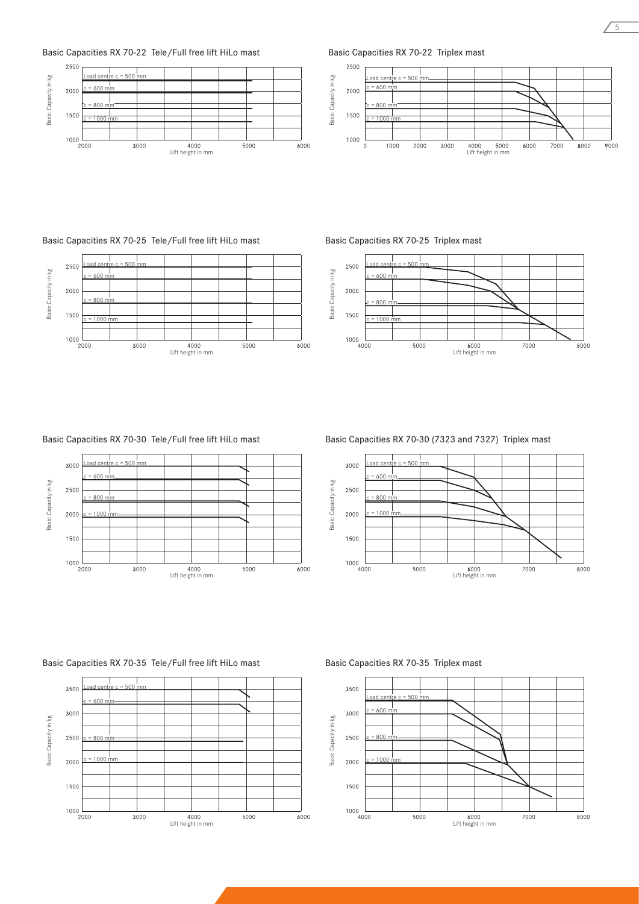## Basic Capacities RX 70-22 Tele/Full free lift HiLo mast

Basic Capacity in kg

Load centre c = 500 mm

c = 600 mm

c = 800 mm

c = 1000 mm

Lift height in mm

## Basic Capacities RX 70-22 Triplex mast

Basic Capacity in kg

Load centre c = 500 mm

c = 600 mm

c = 800 mm

c = 1000 mm

Lift height in mm

## Basic Capacities RX 70-25 Tele/Full free lift HiLo mast

Basic Capacity in kg

Load centre c = 500 mm

c = 600 mm

c = 800 mm

c = 1000 mm

Lift height in mm

## Basic Capacities RX 70-25 Triplex mast

Basic Capacity in kg

Load centre c = 500 mm

c = 600 mm

c = 800 mm

c = 1000 mm

Lift height in mm

## Basic Capacities RX 70-30 Tele/Full free lift HiLo mast

Basic Capacity in kg

Load centre c = 500 mm

c = 600 mm

c = 800 mm

c = 1000 mm

Lift height in mm

## Basic Capacities RX 70-30 (7323 and 7327) Triplex mast

Basic Capacity in kg

Load centre c = 500 mm

c = 600 mm

c = 800 mm

c = 1000 mm

Lift height in mm

## Basic Capacities RX 70-35 Tele/Full free lift HiLo mast

Basic Capacity in kg

Load centre c = 500 mm

c = 600 mm

c = 800 mm

c = 1000 mm

Lift height in mm

## Basic Capacities RX 70-35 Triplex mast

Basic Capacity in kg

Load centre c = 500 mm

c = 600 mm

c = 800 mm

c = 1000 mm

Lift height in mm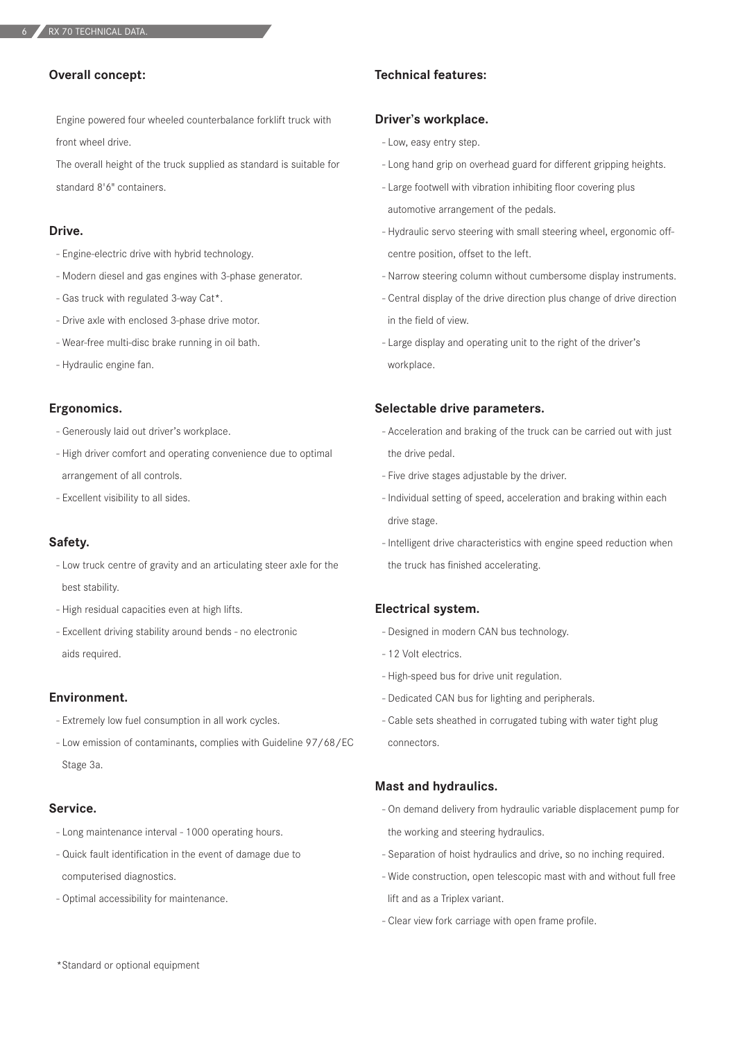## Overall concept:

Engine powered four wheeled counterbalance forklift truck with front wheel drive.

The overall height of the truck supplied as standard is suitable for standard 8'6" containers.

### Drive.

- Engine-electric drive with hybrid technology.
- Modern diesel and gas engines with 3-phase generator.
- Gas truck with regulated 3-way Cat*.
- Drive axle with enclosed 3-phase drive motor.
- Wear-free multi-disc brake running in oil bath.
- Hydraulic engine fan.

### Ergonomics.

- Generously laid out driver's workplace.
- High driver comfort and operating convenience due to optimal arrangement of all controls.
- Excellent visibility to all sides.

### Safety.

- Low truck centre of gravity and an articulating steer axle for the best stability.
- High residual capacities even at high lifts.
- Excellent driving stability around bends - no electronic aids required.

### Environment.

- Extremely low fuel consumption in all work cycles.
- Low emission of contaminants, complies with Guideline 97/68/EC Stage 3a.

### Service.

- Long maintenance interval - 1000 operating hours.
- Quick fault identification in the event of damage due to computerised diagnostics.
- Optimal accessibility for maintenance.

## Technical features:

### Driver's workplace.

- Low, easy entry step.
- Long hand grip on overhead guard for different gripping heights.
- Large footwell with vibration inhibiting floor covering plus automotive arrangement of the pedals.
- Hydraulic servo steering with small steering wheel, ergonomic off-centre position, offset to the left.
- Narrow steering column without cumbersome display instruments.
- Central display of the drive direction plus change of drive direction in the field of view.
- Large display and operating unit to the right of the driver's workplace.

### Selectable drive parameters.

- Acceleration and braking of the truck can be carried out with just the drive pedal.
- Five drive stages adjustable by the driver.
- Individual setting of speed, acceleration and braking within each drive stage.
- Intelligent drive characteristics with engine speed reduction when the truck has finished accelerating.

### Electrical system.

- Designed in modern CAN bus technology.
- 12 Volt electrics.
- High-speed bus for drive unit regulation.
- Dedicated CAN bus for lighting and peripherals.
- Cable sets sheathed in corrugated tubing with water tight plug connectors.

### Mast and hydraulics.

- On demand delivery from hydraulic variable displacement pump for the working and steering hydraulics.
- Separation of hoist hydraulics and drive, so no inching required.
- Wide construction, open telescopic mast with and without full free lift and as a Triplex variant.
- Clear view fork carriage with open frame profile.

*Standard or optional equipment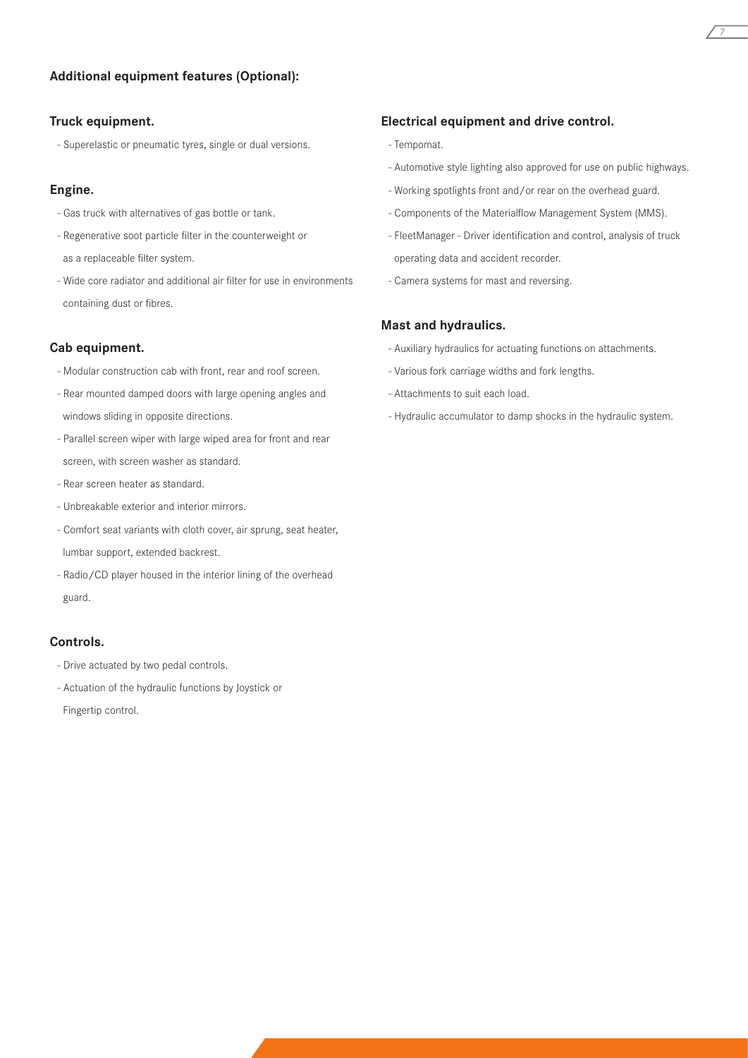## Additional equipment features (Optional):

### Truck equipment.

- Superelastic or pneumatic tyres, single or dual versions.

### Engine.

- Gas truck with alternatives of gas bottle or tank.
- Regenerative soot particle filter in the counterweight or as a replaceable filter system.
- Wide core radiator and additional air filter for use in environments containing dust or fibres.

### Cab equipment.

- Modular construction cab with front, rear and roof screen.
- Rear mounted damped doors with large opening angles and windows sliding in opposite directions.
- Parallel screen wiper with large wiped area for front and rear screen, with screen washer as standard.
- Rear screen heater as standard.
- Unbreakable exterior and interior mirrors.
- Comfort seat variants with cloth cover, air sprung, seat heater, lumbar support, extended backrest.
- Radio/CD player housed in the interior lining of the overhead guard.

### Controls.

- Drive actuated by two pedal controls.
- Actuation of the hydraulic functions by Joystick or Fingertip control.

### Electrical equipment and drive control.

- Tempomat.
- Automotive style lighting also approved for use on public highways.
- Working spotlights front and/or rear on the overhead guard.
- Components of the Materialflow Management System (MMS).
- FleetManager - Driver identification and control, analysis of truck operating data and accident recorder.
- Camera systems for mast and reversing.

### Mast and hydraulics.

- Auxiliary hydraulics for actuating functions on attachments.
- Various fork carriage widths and fork lengths.
- Attachments to suit each load.
- Hydraulic accumulator to damp shocks in the hydraulic system.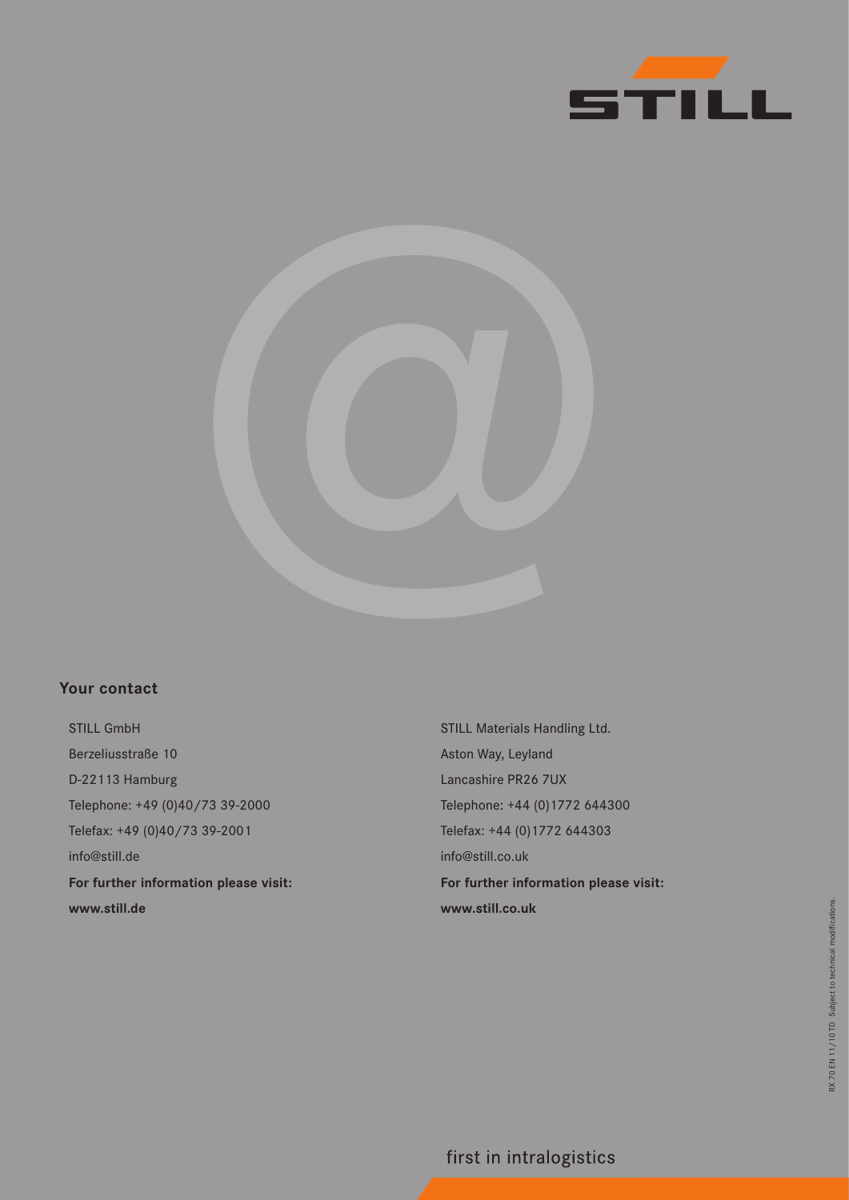**Your contact**

STILL GmbH
Berzeliusstraße 10
D-22113 Hamburg
Telephone: +49 (0)40/73 39-2000
Telefax: +49 (0)40/73 39-2001
info@still.de
**For further information please visit:**
**www.still.de**

STILL Materials Handling Ltd.
Aston Way, Leyland
Lancashire PR26 7UX
Telephone: +44 (0)1772 644300
Telefax: +44 (0)1772 644303
info@still.co.uk
**For further information please visit:**
**www.still.co.uk**

RX 70 EN 11/10 TD Subject to technical modifications.

first in intralogistics